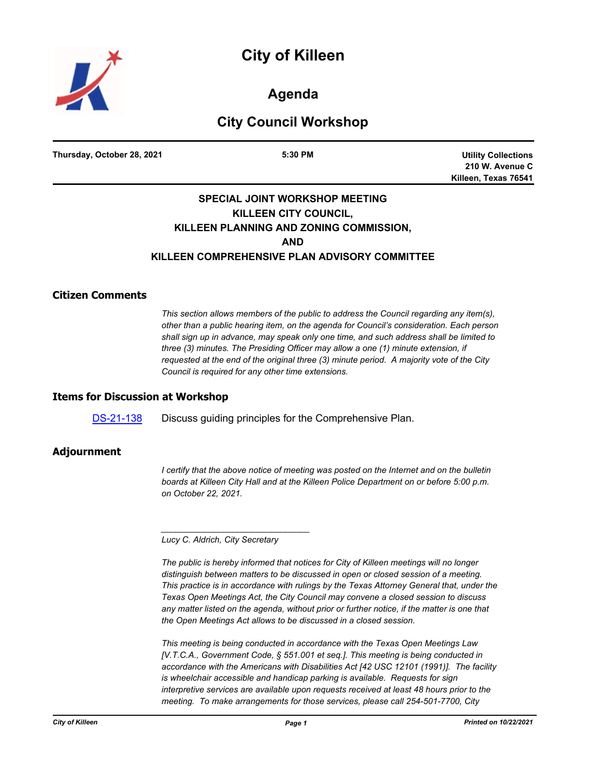# City of Killeen

## Agenda

## City Council Workshop

**Thursday, October 28, 2021** | **5:30 PM** | **Utility Collections 210 W. Avenue C Killeen, Texas 76541**

**SPECIAL JOINT WORKSHOP MEETING**
**KILLEEN CITY COUNCIL,**
**KILLEEN PLANNING AND ZONING COMMISSION,**
**AND**
**KILLEEN COMPREHENSIVE PLAN ADVISORY COMMITTEE**

### Citizen Comments

*This section allows members of the public to address the Council regarding any item(s), other than a public hearing item, on the agenda for Council's consideration. Each person shall sign up in advance, may speak only one time, and such address shall be limited to three (3) minutes. The Presiding Officer may allow a one (1) minute extension, if requested at the end of the original three (3) minute period. A majority vote of the City Council is required for any other time extensions.*

### Items for Discussion at Workshop

DS-21-138 Discuss guiding principles for the Comprehensive Plan.

### Adjournment

*I certify that the above notice of meeting was posted on the Internet and on the bulletin boards at Killeen City Hall and at the Killeen Police Department on or before 5:00 p.m. on October 22, 2021.*

_______________________________

*Lucy C. Aldrich, City Secretary*

*The public is hereby informed that notices for City of Killeen meetings will no longer distinguish between matters to be discussed in open or closed session of a meeting. This practice is in accordance with rulings by the Texas Attorney General that, under the Texas Open Meetings Act, the City Council may convene a closed session to discuss any matter listed on the agenda, without prior or further notice, if the matter is one that the Open Meetings Act allows to be discussed in a closed session.*

*This meeting is being conducted in accordance with the Texas Open Meetings Law [V.T.C.A., Government Code, § 551.001 et seq.]. This meeting is being conducted in accordance with the Americans with Disabilities Act [42 USC 12101 (1991)]. The facility is wheelchair accessible and handicap parking is available. Requests for sign interpretive services are available upon requests received at least 48 hours prior to the meeting. To make arrangements for those services, please call 254-501-7700, City*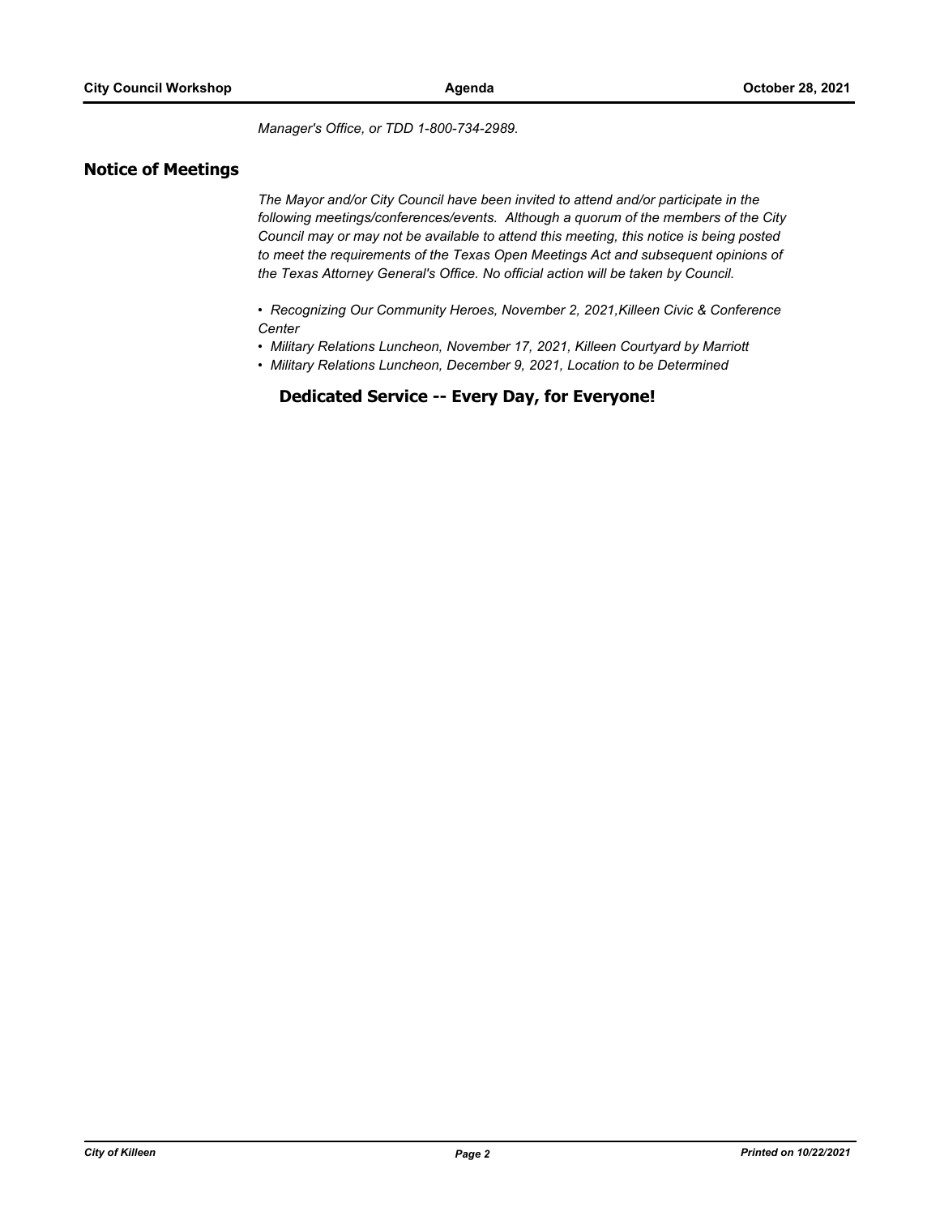*Manager's Office, or TDD 1-800-734-2989.*

## Notice of Meetings

*The Mayor and/or City Council have been invited to attend and/or participate in the following meetings/conferences/events. Although a quorum of the members of the City Council may or may not be available to attend this meeting, this notice is being posted to meet the requirements of the Texas Open Meetings Act and subsequent opinions of the Texas Attorney General's Office. No official action will be taken by Council.*

- *Recognizing Our Community Heroes, November 2, 2021,Killeen Civic & Conference Center*
- *Military Relations Luncheon, November 17, 2021, Killeen Courtyard by Marriott*
- *Military Relations Luncheon, December 9, 2021, Location to be Determined*

**Dedicated Service -- Every Day, for Everyone!**